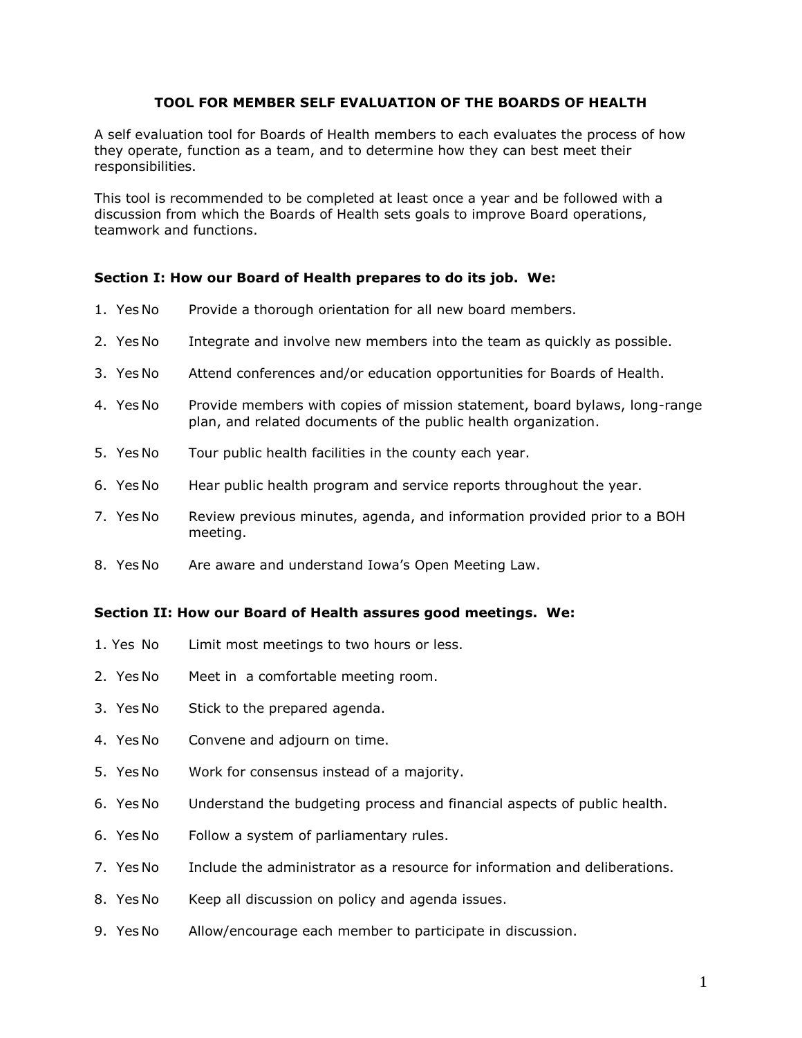# TOOL FOR MEMBER SELF EVALUATION OF THE BOARDS OF HEALTH

A self evaluation tool for Boards of Health members to each evaluates the process of how they operate, function as a team, and to determine how they can best meet their responsibilities.

This tool is recommended to be completed at least once a year and be followed with a discussion from which the Boards of Health sets goals to improve Board operations, teamwork and functions.

**Section I: How our Board of Health prepares to do its job. We:**

1. Yes No Provide a thorough orientation for all new board members.
2. Yes No Integrate and involve new members into the team as quickly as possible.
3. Yes No Attend conferences and/or education opportunities for Boards of Health.
4. Yes No Provide members with copies of mission statement, board bylaws, long-range plan, and related documents of the public health organization.
5. Yes No Tour public health facilities in the county each year.
6. Yes No Hear public health program and service reports throughout the year.
7. Yes No Review previous minutes, agenda, and information provided prior to a BOH meeting.
8. Yes No Are aware and understand Iowa's Open Meeting Law.

**Section II: How our Board of Health assures good meetings. We:**

1\. Yes No Limit most meetings to two hours or less.

2\. Yes No Meet in a comfortable meeting room.

3\. Yes No Stick to the prepared agenda.

4\. Yes No Convene and adjourn on time.

5\. Yes No Work for consensus instead of a majority.

6\. Yes No Understand the budgeting process and financial aspects of public health.

6\. Yes No Follow a system of parliamentary rules.

7\. Yes No Include the administrator as a resource for information and deliberations.

8\. Yes No Keep all discussion on policy and agenda issues.

9\. Yes No Allow/encourage each member to participate in discussion.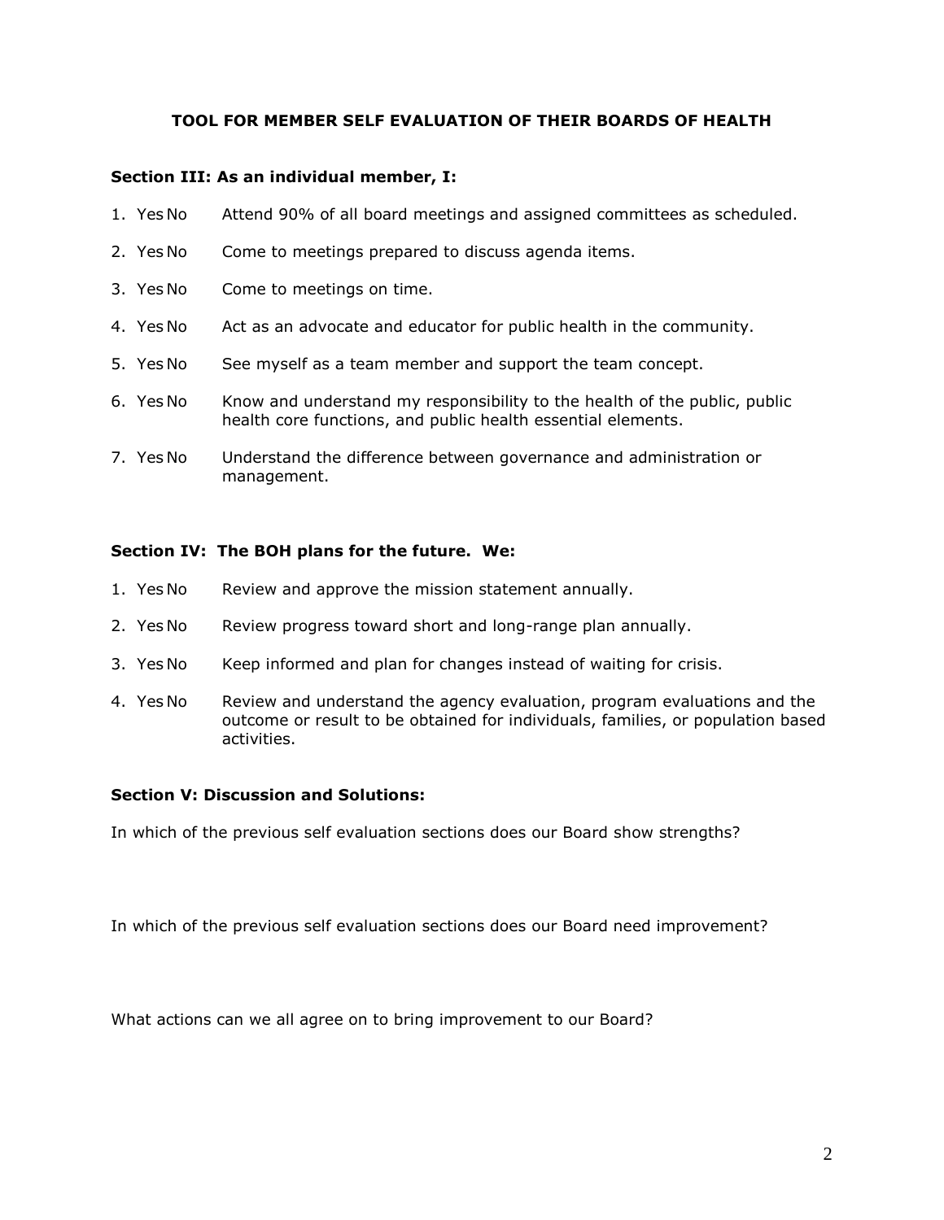## TOOL FOR MEMBER SELF EVALUATION OF THEIR BOARDS OF HEALTH

### Section III: As an individual member, I:

1. Yes No Attend 90% of all board meetings and assigned committees as scheduled.
2. Yes No Come to meetings prepared to discuss agenda items.
3. Yes No Come to meetings on time.
4. Yes No Act as an advocate and educator for public health in the community.
5. Yes No See myself as a team member and support the team concept.
6. Yes No Know and understand my responsibility to the health of the public, public health core functions, and public health essential elements.
7. Yes No Understand the difference between governance and administration or management.

### Section IV: The BOH plans for the future. We:

1. Yes No Review and approve the mission statement annually.
2. Yes No Review progress toward short and long-range plan annually.
3. Yes No Keep informed and plan for changes instead of waiting for crisis.
4. Yes No Review and understand the agency evaluation, program evaluations and the outcome or result to be obtained for individuals, families, or population based activities.

### Section V: Discussion and Solutions:

In which of the previous self evaluation sections does our Board show strengths?

In which of the previous self evaluation sections does our Board need improvement?

What actions can we all agree on to bring improvement to our Board?